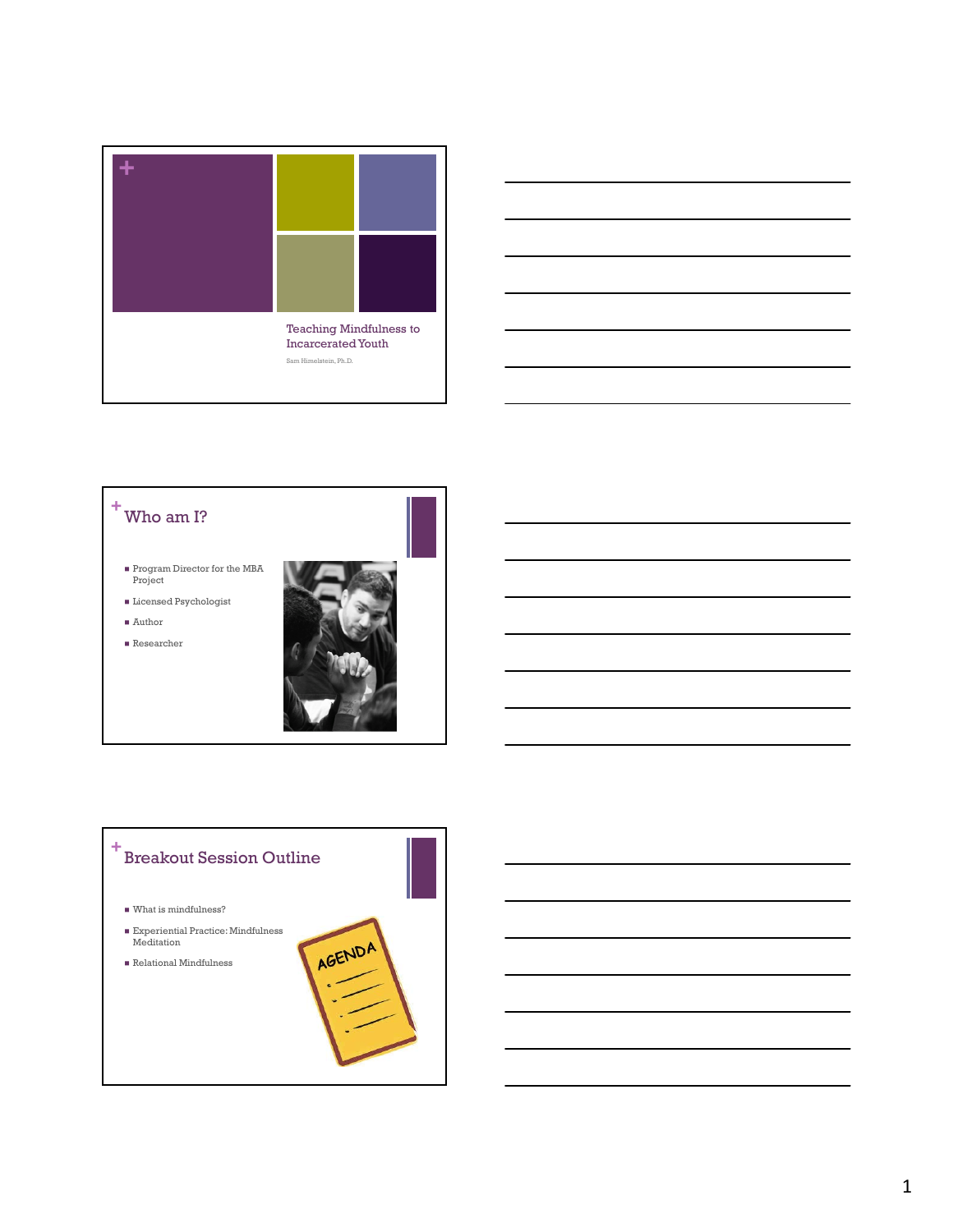# Teaching Mindfulness to Incarcerated Youth

Sam Himelstein, Ph.D.

## Who am I?

- Program Director for the MBA Project
- Licensed Psychologist
- Author
- Researcher

## Breakout Session Outline

- What is mindfulness?
- Experiential Practice: Mindfulness Meditation
- Relational Mindfulness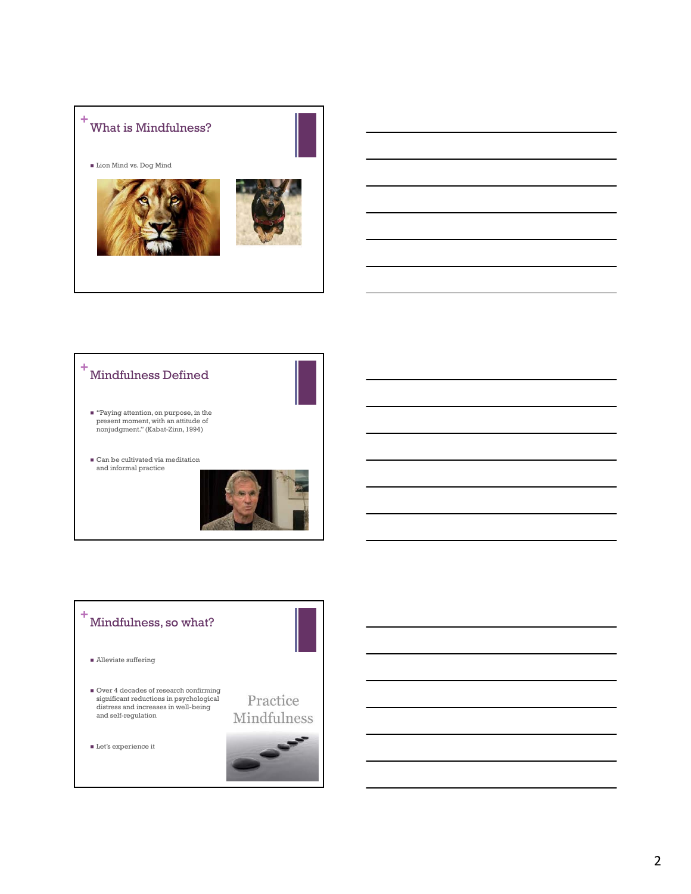## What is Mindfulness?

- Lion Mind vs. Dog Mind

## Mindfulness Defined

- "Paying attention, on purpose, in the present moment, with an attitude of nonjudgment." (Kabat-Zinn, 1994)
- Can be cultivated via meditation and informal practice

## Mindfulness, so what?

- Alleviate suffering
- Over 4 decades of research confirming significant reductions in psychological distress and increases in well-being and self-regulation
- Let's experience it

Practice Mindfulness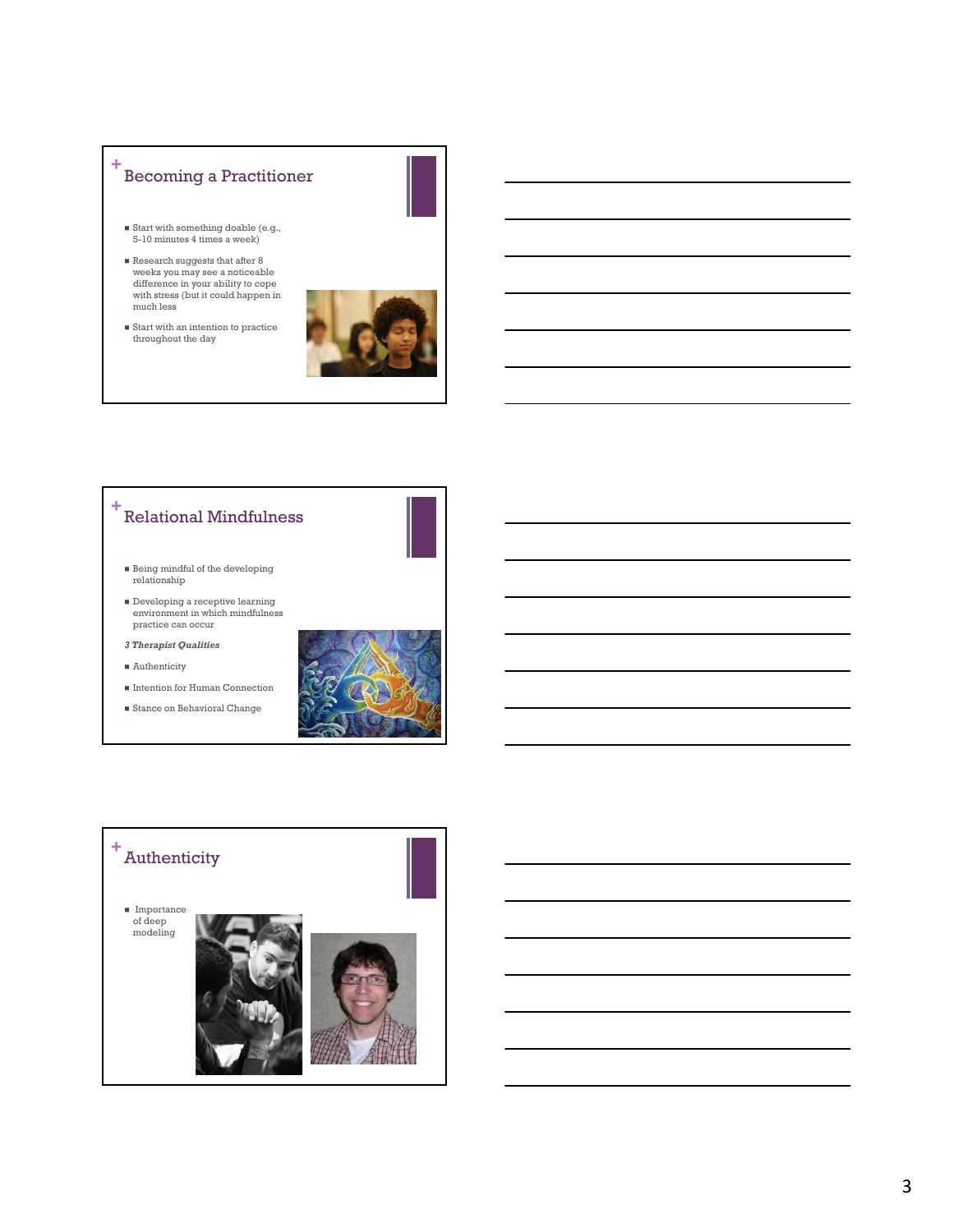## Becoming a Practitioner

- Start with something doable (e.g., 5-10 minutes 4 times a week)
- Research suggests that after 8 weeks you may see a noticeable difference in your ability to cope with stress (but it could happen in much less
- Start with an intention to practice throughout the day

## Relational Mindfulness

- Being mindful of the developing relationship
- Developing a receptive learning environment in which mindfulness practice can occur

***3 Therapist Qualities***

- Authenticity
- Intention for Human Connection
- Stance on Behavioral Change

## Authenticity

- Importance of deep modeling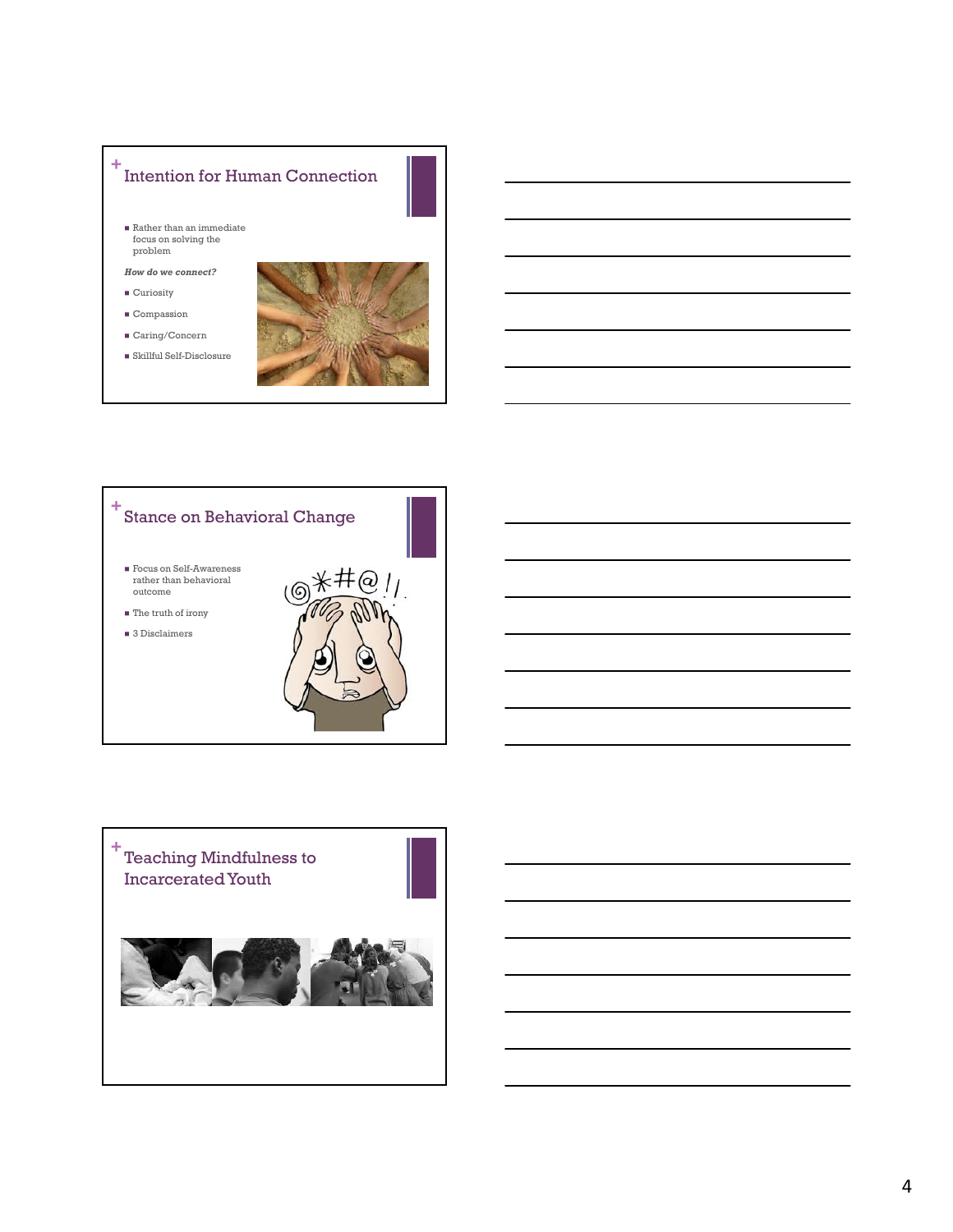## Intention for Human Connection

- Rather than an immediate focus on solving the problem

***How do we connect?***

- Curiosity
- Compassion
- Caring/Concern
- Skillful Self-Disclosure

## Stance on Behavioral Change

- Focus on Self-Awareness rather than behavioral outcome
- The truth of irony
- 3 Disclaimers

## Teaching Mindfulness to Incarcerated Youth